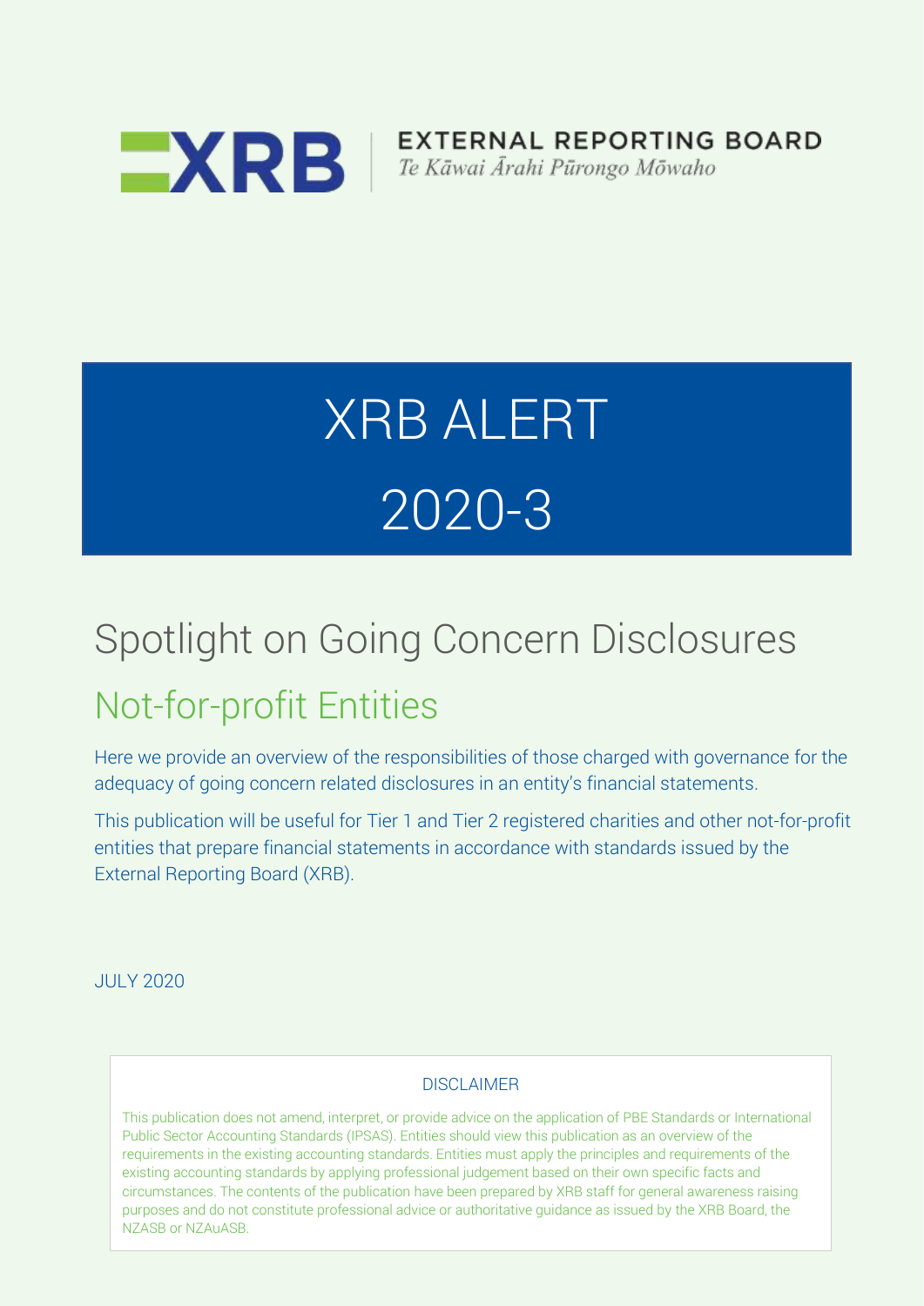EXTERNAL REPORTING BOARD

*Te Kāwai Ārahi Pūrongo Mōwaho*

# XRB ALERT 2020-3

## Spotlight on Going Concern Disclosures

### Not-for-profit Entities

Here we provide an overview of the responsibilities of those charged with governance for the adequacy of going concern related disclosures in an entity's financial statements.

This publication will be useful for Tier 1 and Tier 2 registered charities and other not-for-profit entities that prepare financial statements in accordance with standards issued by the External Reporting Board (XRB).

JULY 2020

DISCLAIMER

This publication does not amend, interpret, or provide advice on the application of PBE Standards or International Public Sector Accounting Standards (IPSAS). Entities should view this publication as an overview of the requirements in the existing accounting standards. Entities must apply the principles and requirements of the existing accounting standards by applying professional judgement based on their own specific facts and circumstances. The contents of the publication have been prepared by XRB staff for general awareness raising purposes and do not constitute professional advice or authoritative guidance as issued by the XRB Board, the NZASB or NZAuASB.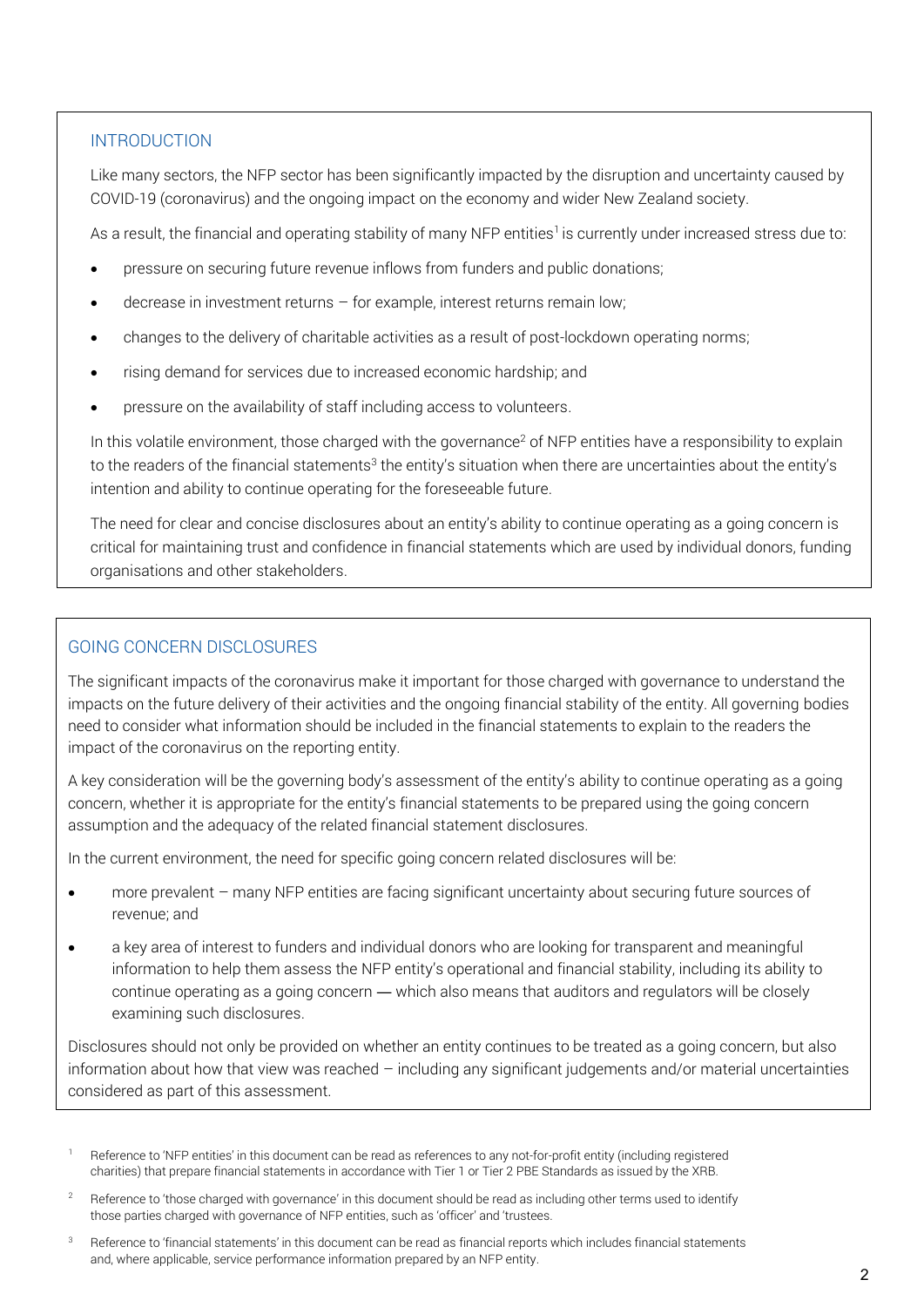## INTRODUCTION

Like many sectors, the NFP sector has been significantly impacted by the disruption and uncertainty caused by COVID-19 (coronavirus) and the ongoing impact on the economy and wider New Zealand society.

As a result, the financial and operating stability of many NFP entities[1] is currently under increased stress due to:

- pressure on securing future revenue inflows from funders and public donations;
- decrease in investment returns – for example, interest returns remain low;
- changes to the delivery of charitable activities as a result of post-lockdown operating norms;
- rising demand for services due to increased economic hardship; and
- pressure on the availability of staff including access to volunteers.

In this volatile environment, those charged with the governance[2] of NFP entities have a responsibility to explain to the readers of the financial statements[3] the entity's situation when there are uncertainties about the entity's intention and ability to continue operating for the foreseeable future.

The need for clear and concise disclosures about an entity's ability to continue operating as a going concern is critical for maintaining trust and confidence in financial statements which are used by individual donors, funding organisations and other stakeholders.

## GOING CONCERN DISCLOSURES

The significant impacts of the coronavirus make it important for those charged with governance to understand the impacts on the future delivery of their activities and the ongoing financial stability of the entity. All governing bodies need to consider what information should be included in the financial statements to explain to the readers the impact of the coronavirus on the reporting entity.

A key consideration will be the governing body's assessment of the entity's ability to continue operating as a going concern, whether it is appropriate for the entity's financial statements to be prepared using the going concern assumption and the adequacy of the related financial statement disclosures.

In the current environment, the need for specific going concern related disclosures will be:

- more prevalent – many NFP entities are facing significant uncertainty about securing future sources of revenue; and
- a key area of interest to funders and individual donors who are looking for transparent and meaningful information to help them assess the NFP entity's operational and financial stability, including its ability to continue operating as a going concern — which also means that auditors and regulators will be closely examining such disclosures.

Disclosures should not only be provided on whether an entity continues to be treated as a going concern, but also information about how that view was reached – including any significant judgements and/or material uncertainties considered as part of this assessment.

---

[1] Reference to 'NFP entities' in this document can be read as references to any not-for-profit entity (including registered charities) that prepare financial statements in accordance with Tier 1 or Tier 2 PBE Standards as issued by the XRB.

[2] Reference to 'those charged with governance' in this document should be read as including other terms used to identify those parties charged with governance of NFP entities, such as 'officer' and 'trustees.

[3] Reference to 'financial statements' in this document can be read as financial reports which includes financial statements and, where applicable, service performance information prepared by an NFP entity.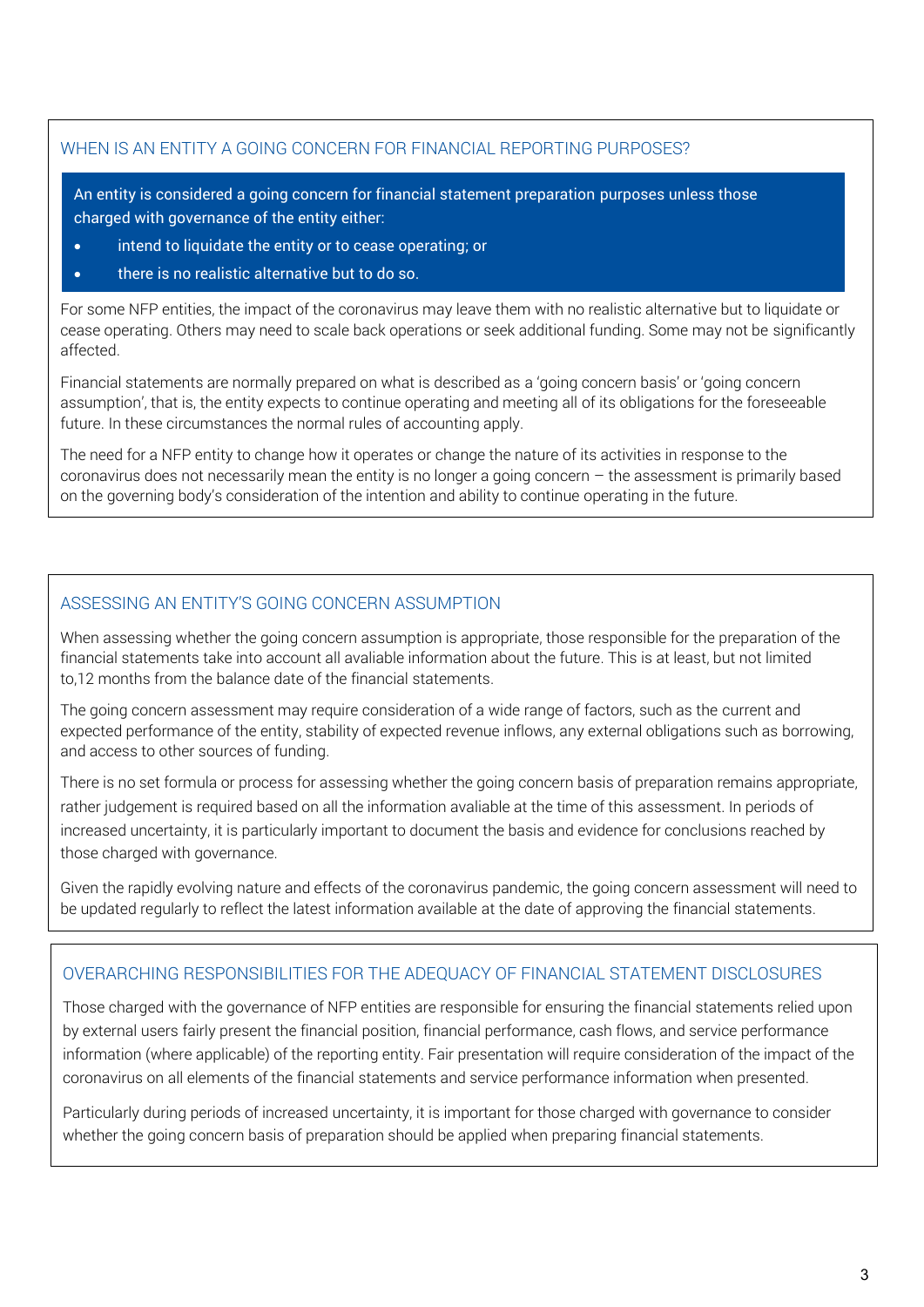## WHEN IS AN ENTITY A GOING CONCERN FOR FINANCIAL REPORTING PURPOSES?

An entity is considered a going concern for financial statement preparation purposes unless those charged with governance of the entity either:

- intend to liquidate the entity or to cease operating; or
- there is no realistic alternative but to do so.

For some NFP entities, the impact of the coronavirus may leave them with no realistic alternative but to liquidate or cease operating. Others may need to scale back operations or seek additional funding. Some may not be significantly affected.

Financial statements are normally prepared on what is described as a 'going concern basis' or 'going concern assumption', that is, the entity expects to continue operating and meeting all of its obligations for the foreseeable future. In these circumstances the normal rules of accounting apply.

The need for a NFP entity to change how it operates or change the nature of its activities in response to the coronavirus does not necessarily mean the entity is no longer a going concern – the assessment is primarily based on the governing body's consideration of the intention and ability to continue operating in the future.

## ASSESSING AN ENTITY'S GOING CONCERN ASSUMPTION

When assessing whether the going concern assumption is appropriate, those responsible for the preparation of the financial statements take into account all avaliable information about the future. This is at least, but not limited to,12 months from the balance date of the financial statements.

The going concern assessment may require consideration of a wide range of factors, such as the current and expected performance of the entity, stability of expected revenue inflows, any external obligations such as borrowing, and access to other sources of funding.

There is no set formula or process for assessing whether the going concern basis of preparation remains appropriate, rather judgement is required based on all the information avaliable at the time of this assessment. In periods of increased uncertainty, it is particularly important to document the basis and evidence for conclusions reached by those charged with governance.

Given the rapidly evolving nature and effects of the coronavirus pandemic, the going concern assessment will need to be updated regularly to reflect the latest information available at the date of approving the financial statements.

## OVERARCHING RESPONSIBILITIES FOR THE ADEQUACY OF FINANCIAL STATEMENT DISCLOSURES

Those charged with the governance of NFP entities are responsible for ensuring the financial statements relied upon by external users fairly present the financial position, financial performance, cash flows, and service performance information (where applicable) of the reporting entity. Fair presentation will require consideration of the impact of the coronavirus on all elements of the financial statements and service performance information when presented.

Particularly during periods of increased uncertainty, it is important for those charged with governance to consider whether the going concern basis of preparation should be applied when preparing financial statements.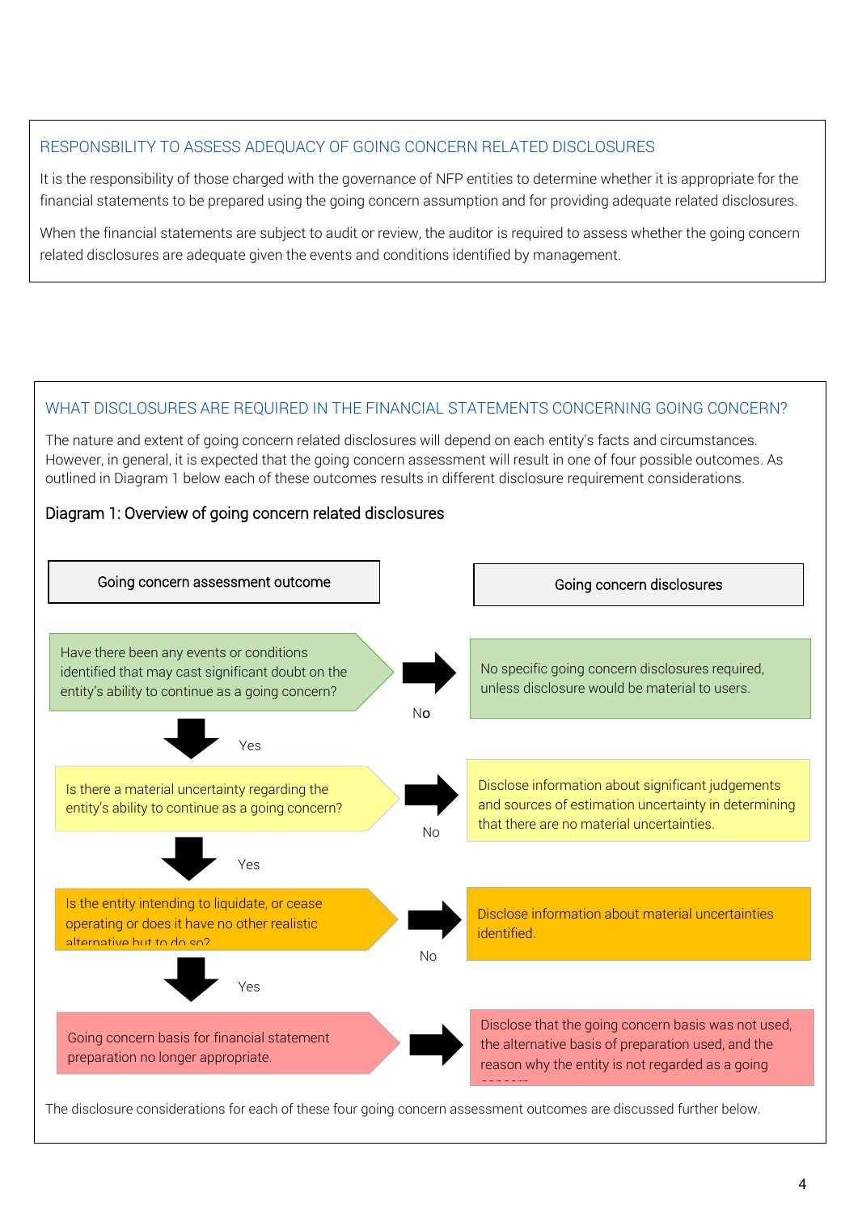## RESPONSBILITY TO ASSESS ADEQUACY OF GOING CONCERN RELATED DISCLOSURES

It is the responsibility of those charged with the governance of NFP entities to determine whether it is appropriate for the financial statements to be prepared using the going concern assumption and for providing adequate related disclosures.

When the financial statements are subject to audit or review, the auditor is required to assess whether the going concern related disclosures are adequate given the events and conditions identified by management.

## WHAT DISCLOSURES ARE REQUIRED IN THE FINANCIAL STATEMENTS CONCERNING GOING CONCERN?

The nature and extent of going concern related disclosures will depend on each entity's facts and circumstances. However, in general, it is expected that the going concern assessment will result in one of four possible outcomes. As outlined in Diagram 1 below each of these outcomes results in different disclosure requirement considerations.

**Diagram 1: Overview of going concern related disclosures**

| Going concern assessment outcome | | Going concern disclosures |
|---|---|---|
| Have there been any events or conditions identified that may cast significant doubt on the entity's ability to continue as a going concern? | No → | No specific going concern disclosures required, unless disclosure would be material to users. |
| ↓ Yes | | |
| Is there a material uncertainty regarding the entity's ability to continue as a going concern? | No → | Disclose information about significant judgements and sources of estimation uncertainty in determining that there are no material uncertainties. |
| ↓ Yes | | |
| Is the entity intending to liquidate, or cease operating or does it have no other realistic alternative but to do so? | No → | Disclose information about material uncertainties identified. |
| ↓ Yes | | |
| Going concern basis for financial statement preparation no longer appropriate. | → | Disclose that the going concern basis was not used, the alternative basis of preparation used, and the reason why the entity is not regarded as a going concern |

The disclosure considerations for each of these four going concern assessment outcomes are discussed further below.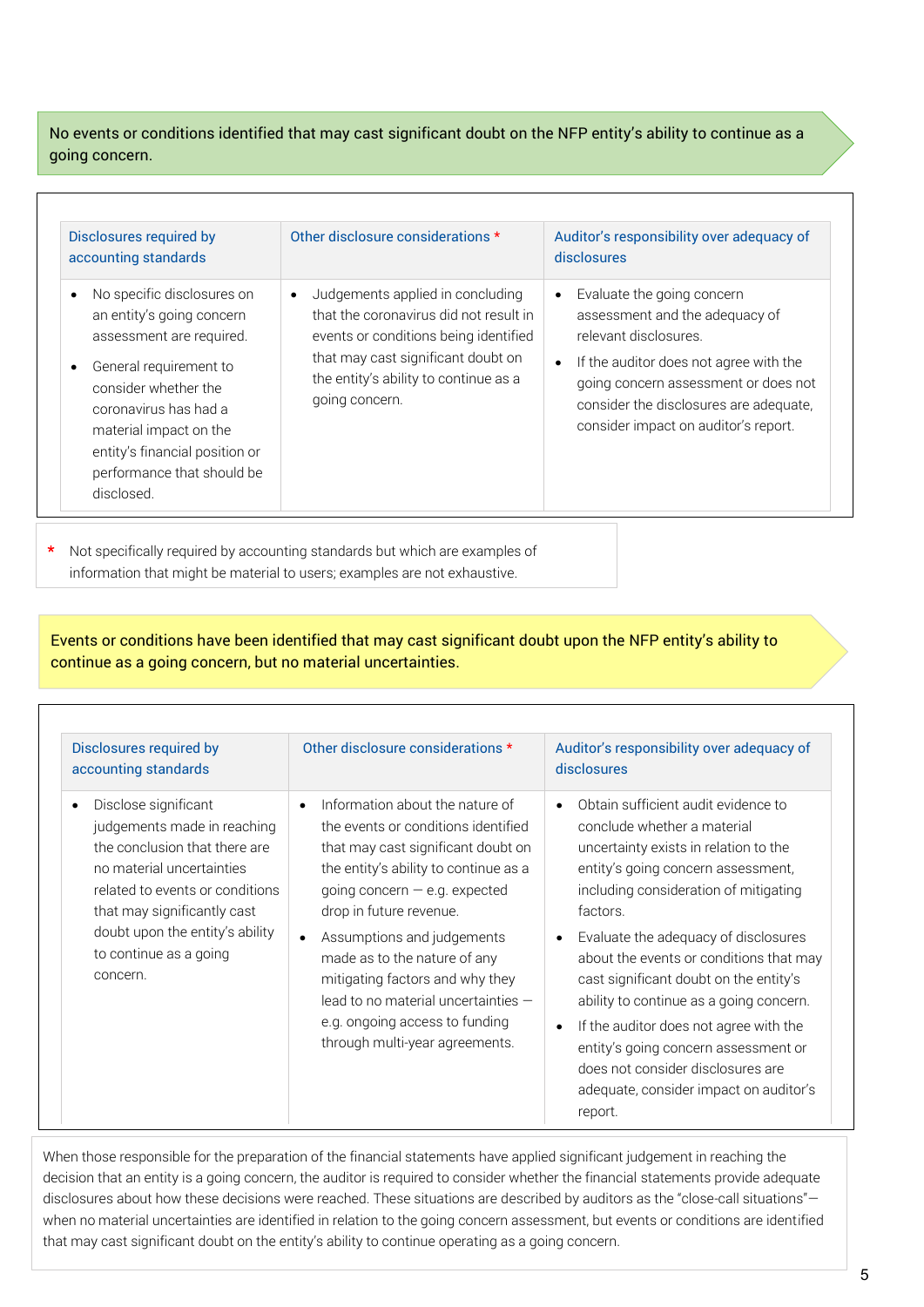**No events or conditions identified that may cast significant doubt on the NFP entity's ability to continue as a going concern.**

| Disclosures required by accounting standards | Other disclosure considerations * | Auditor's responsibility over adequacy of disclosures |
|---|---|---|
| • No specific disclosures on an entity's going concern assessment are required.<br>• General requirement to consider whether the coronavirus has had a material impact on the entity's financial position or performance that should be disclosed. | • Judgements applied in concluding that the coronavirus did not result in events or conditions being identified that may cast significant doubt on the entity's ability to continue as a going concern. | • Evaluate the going concern assessment and the adequacy of relevant disclosures.<br>• If the auditor does not agree with the going concern assessment or does not consider the disclosures are adequate, consider impact on auditor's report. |

\* Not specifically required by accounting standards but which are examples of information that might be material to users; examples are not exhaustive.

**Events or conditions have been identified that may cast significant doubt upon the NFP entity's ability to continue as a going concern, but no material uncertainties.**

| Disclosures required by accounting standards | Other disclosure considerations * | Auditor's responsibility over adequacy of disclosures |
|---|---|---|
| • Disclose significant judgements made in reaching the conclusion that there are no material uncertainties related to events or conditions that may significantly cast doubt upon the entity's ability to continue as a going concern. | • Information about the nature of the events or conditions identified that may cast significant doubt on the entity's ability to continue as a going concern — e.g. expected drop in future revenue.<br>• Assumptions and judgements made as to the nature of any mitigating factors and why they lead to no material uncertainties — e.g. ongoing access to funding through multi-year agreements. | • Obtain sufficient audit evidence to conclude whether a material uncertainty exists in relation to the entity's going concern assessment, including consideration of mitigating factors.<br>• Evaluate the adequacy of disclosures about the events or conditions that may cast significant doubt on the entity's ability to continue as a going concern.<br>• If the auditor does not agree with the entity's going concern assessment or does not consider disclosures are adequate, consider impact on auditor's report. |

When those responsible for the preparation of the financial statements have applied significant judgement in reaching the decision that an entity is a going concern, the auditor is required to consider whether the financial statements provide adequate disclosures about how these decisions were reached. These situations are described by auditors as the "close-call situations"—when no material uncertainties are identified in relation to the going concern assessment, but events or conditions are identified that may cast significant doubt on the entity's ability to continue operating as a going concern.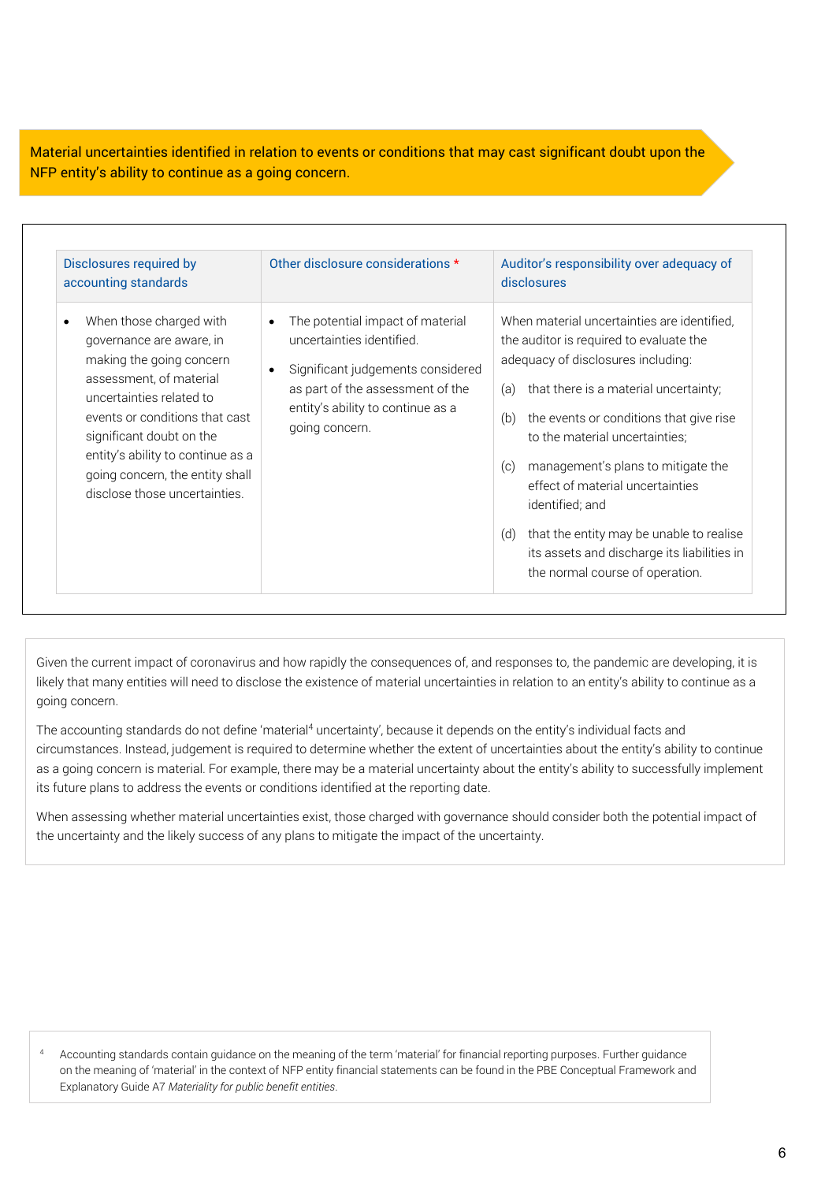Material uncertainties identified in relation to events or conditions that may cast significant doubt upon the NFP entity's ability to continue as a going concern.

| Disclosures required by accounting standards | Other disclosure considerations * | Auditor's responsibility over adequacy of disclosures |
|---|---|---|
| • When those charged with governance are aware, in making the going concern assessment, of material uncertainties related to events or conditions that cast significant doubt on the entity's ability to continue as a going concern, the entity shall disclose those uncertainties. | • The potential impact of material uncertainties identified.<br>• Significant judgements considered as part of the assessment of the entity's ability to continue as a going concern. | When material uncertainties are identified, the auditor is required to evaluate the adequacy of disclosures including:<br>(a) that there is a material uncertainty;<br>(b) the events or conditions that give rise to the material uncertainties;<br>(c) management's plans to mitigate the effect of material uncertainties identified; and<br>(d) that the entity may be unable to realise its assets and discharge its liabilities in the normal course of operation. |

Given the current impact of coronavirus and how rapidly the consequences of, and responses to, the pandemic are developing, it is likely that many entities will need to disclose the existence of material uncertainties in relation to an entity's ability to continue as a going concern.

The accounting standards do not define 'material[4] uncertainty', because it depends on the entity's individual facts and circumstances. Instead, judgement is required to determine whether the extent of uncertainties about the entity's ability to continue as a going concern is material. For example, there may be a material uncertainty about the entity's ability to successfully implement its future plans to address the events or conditions identified at the reporting date.

When assessing whether material uncertainties exist, those charged with governance should consider both the potential impact of the uncertainty and the likely success of any plans to mitigate the impact of the uncertainty.

[4] Accounting standards contain guidance on the meaning of the term 'material' for financial reporting purposes. Further guidance on the meaning of 'material' in the context of NFP entity financial statements can be found in the PBE Conceptual Framework and Explanatory Guide A7 *Materiality for public benefit entities*.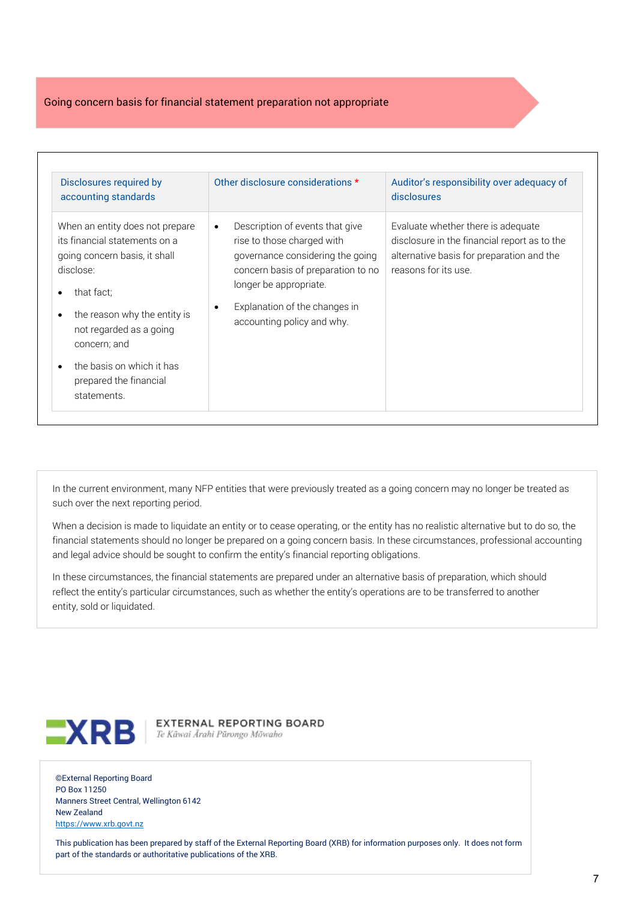## Going concern basis for financial statement preparation not appropriate

| Disclosures required by accounting standards | Other disclosure considerations * | Auditor's responsibility over adequacy of disclosures |
|---|---|---|
| When an entity does not prepare its financial statements on a going concern basis, it shall disclose:<br>• that fact;<br>• the reason why the entity is not regarded as a going concern; and<br>• the basis on which it has prepared the financial statements. | • Description of events that give rise to those charged with governance considering the going concern basis of preparation to no longer be appropriate.<br>• Explanation of the changes in accounting policy and why. | Evaluate whether there is adequate disclosure in the financial report as to the alternative basis for preparation and the reasons for its use. |

In the current environment, many NFP entities that were previously treated as a going concern may no longer be treated as such over the next reporting period.

When a decision is made to liquidate an entity or to cease operating, or the entity has no realistic alternative but to do so, the financial statements should no longer be prepared on a going concern basis. In these circumstances, professional accounting and legal advice should be sought to confirm the entity's financial reporting obligations.

In these circumstances, the financial statements are prepared under an alternative basis of preparation, which should reflect the entity's particular circumstances, such as whether the entity's operations are to be transferred to another entity, sold or liquidated.

XRB EXTERNAL REPORTING BOARD
*Te Kāwai Ārahi Pūrongo Mōwaho*

©External Reporting Board
PO Box 11250
Manners Street Central, Wellington 6142
New Zealand
https://www.xrb.govt.nz

This publication has been prepared by staff of the External Reporting Board (XRB) for information purposes only. It does not form part of the standards or authoritative publications of the XRB.